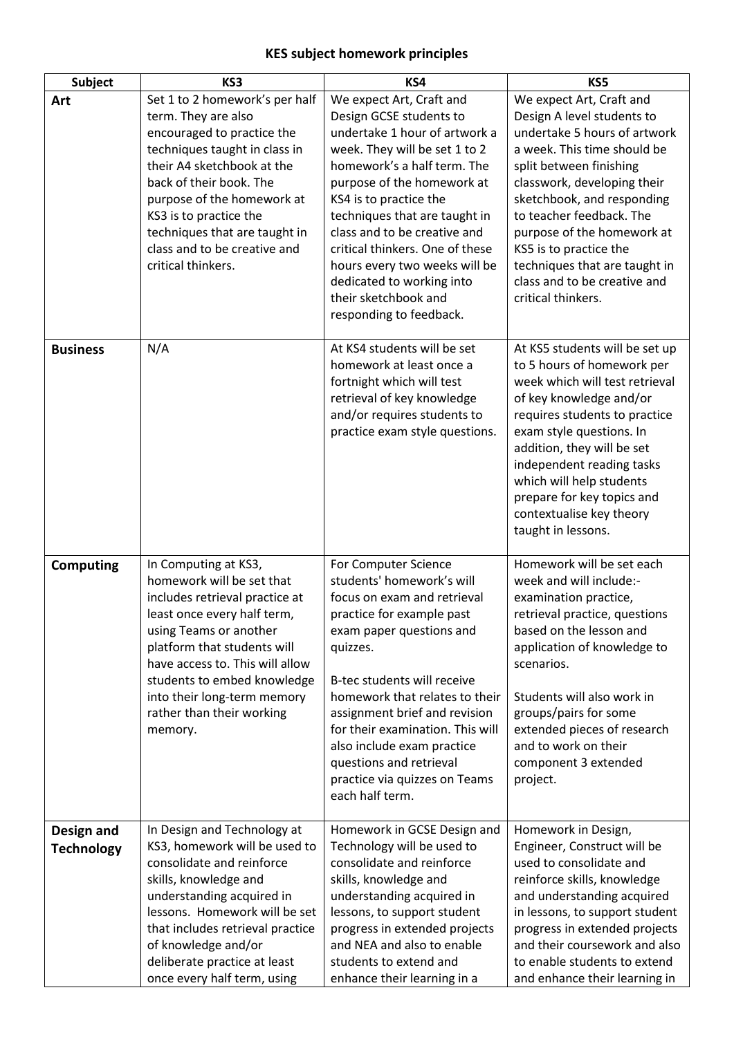# KES subject homework principles

| Subject | KS3 | KS4 | KS5 |
|---|---|---|---|
| **Art** | Set 1 to 2 homework's per half term. They are also encouraged to practice the techniques taught in class in their A4 sketchbook at the back of their book. The purpose of the homework at KS3 is to practice the techniques that are taught in class and to be creative and critical thinkers. | We expect Art, Craft and Design GCSE students to undertake 1 hour of artwork a week. They will be set 1 to 2 homework's a half term. The purpose of the homework at KS4 is to practice the techniques that are taught in class and to be creative and critical thinkers. One of these hours every two weeks will be dedicated to working into their sketchbook and responding to feedback. | We expect Art, Craft and Design A level students to undertake 5 hours of artwork a week. This time should be split between finishing classwork, developing their sketchbook, and responding to teacher feedback. The purpose of the homework at KS5 is to practice the techniques that are taught in class and to be creative and critical thinkers. |
| **Business** | N/A | At KS4 students will be set homework at least once a fortnight which will test retrieval of key knowledge and/or requires students to practice exam style questions. | At KS5 students will be set up to 5 hours of homework per week which will test retrieval of key knowledge and/or requires students to practice exam style questions. In addition, they will be set independent reading tasks which will help students prepare for key topics and contextualise key theory taught in lessons. |
| **Computing** | In Computing at KS3, homework will be set that includes retrieval practice at least once every half term, using Teams or another platform that students will have access to. This will allow students to embed knowledge into their long-term memory rather than their working memory. | For Computer Science students' homework's will focus on exam and retrieval practice for example past exam paper questions and quizzes.<br><br>B-tec students will receive homework that relates to their assignment brief and revision for their examination. This will also include exam practice questions and retrieval practice via quizzes on Teams each half term. | Homework will be set each week and will include:- examination practice, retrieval practice, questions based on the lesson and application of knowledge to scenarios.<br><br>Students will also work in groups/pairs for some extended pieces of research and to work on their component 3 extended project. |
| **Design and Technology** | In Design and Technology at KS3, homework will be used to consolidate and reinforce skills, knowledge and understanding acquired in lessons. Homework will be set that includes retrieval practice of knowledge and/or deliberate practice at least once every half term, using | Homework in GCSE Design and Technology will be used to consolidate and reinforce skills, knowledge and understanding acquired in lessons, to support student progress in extended projects and NEA and also to enable students to extend and enhance their learning in a | Homework in Design, Engineer, Construct will be used to consolidate and reinforce skills, knowledge and understanding acquired in lessons, to support student progress in extended projects and their coursework and also to enable students to extend and enhance their learning in |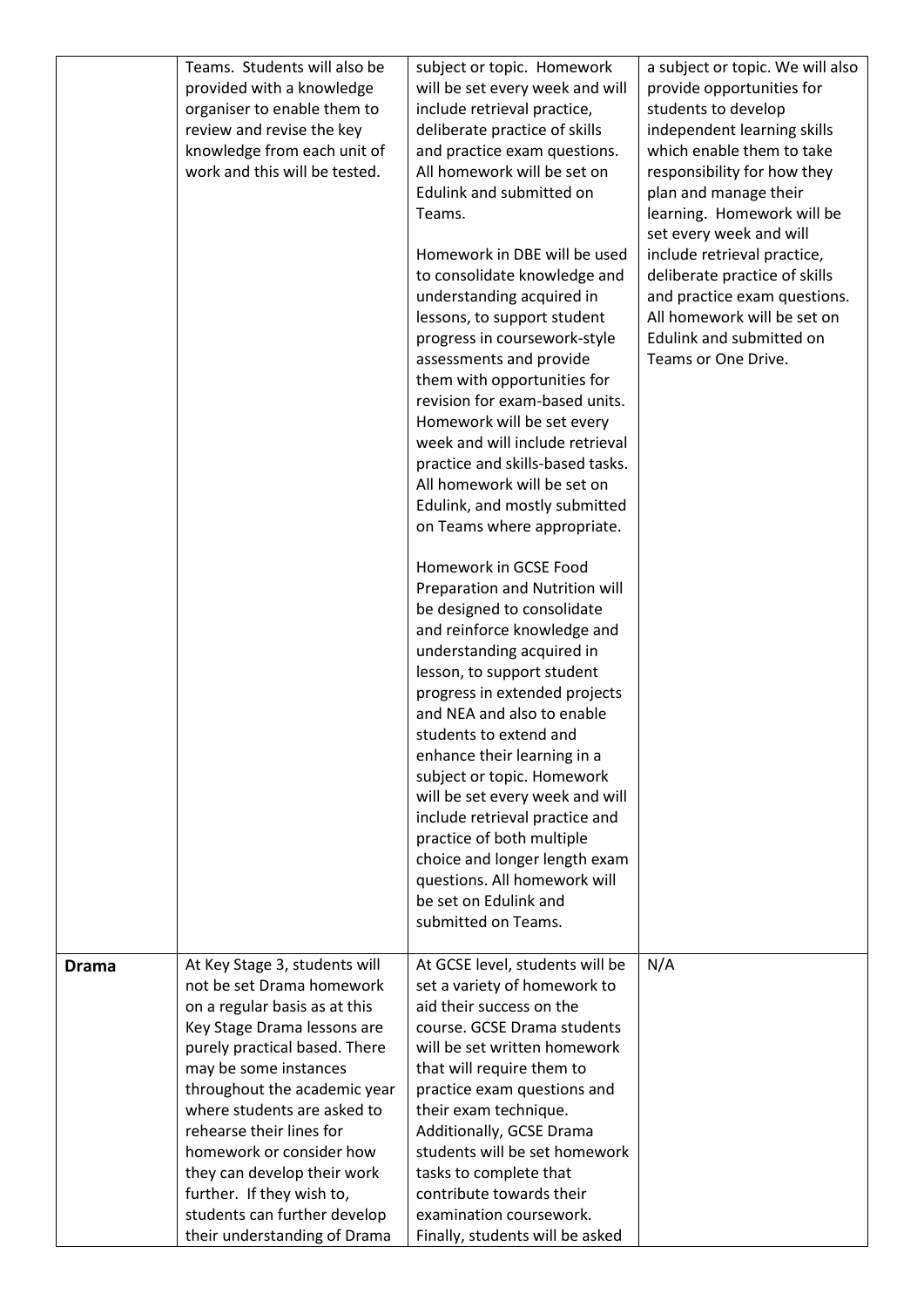| | | | |
|---|---|---|---|
| | Teams. Students will also be provided with a knowledge organiser to enable them to review and revise the key knowledge from each unit of work and this will be tested. | subject or topic. Homework will be set every week and will include retrieval practice, deliberate practice of skills and practice exam questions. All homework will be set on Edulink and submitted on Teams.<br><br>Homework in DBE will be used to consolidate knowledge and understanding acquired in lessons, to support student progress in coursework-style assessments and provide them with opportunities for revision for exam-based units. Homework will be set every week and will include retrieval practice and skills-based tasks. All homework will be set on Edulink, and mostly submitted on Teams where appropriate.<br><br>Homework in GCSE Food Preparation and Nutrition will be designed to consolidate and reinforce knowledge and understanding acquired in lesson, to support student progress in extended projects and NEA and also to enable students to extend and enhance their learning in a subject or topic. Homework will be set every week and will include retrieval practice and practice of both multiple choice and longer length exam questions. All homework will be set on Edulink and submitted on Teams. | a subject or topic. We will also provide opportunities for students to develop independent learning skills which enable them to take responsibility for how they plan and manage their learning. Homework will be set every week and will include retrieval practice, deliberate practice of skills and practice exam questions. All homework will be set on Edulink and submitted on Teams or One Drive. |
| **Drama** | At Key Stage 3, students will not be set Drama homework on a regular basis as at this Key Stage Drama lessons are purely practical based. There may be some instances throughout the academic year where students are asked to rehearse their lines for homework or consider how they can develop their work further. If they wish to, students can further develop their understanding of Drama | At GCSE level, students will be set a variety of homework to aid their success on the course. GCSE Drama students will be set written homework that will require them to practice exam questions and their exam technique. Additionally, GCSE Drama students will be set homework tasks to complete that contribute towards their examination coursework. Finally, students will be asked | N/A |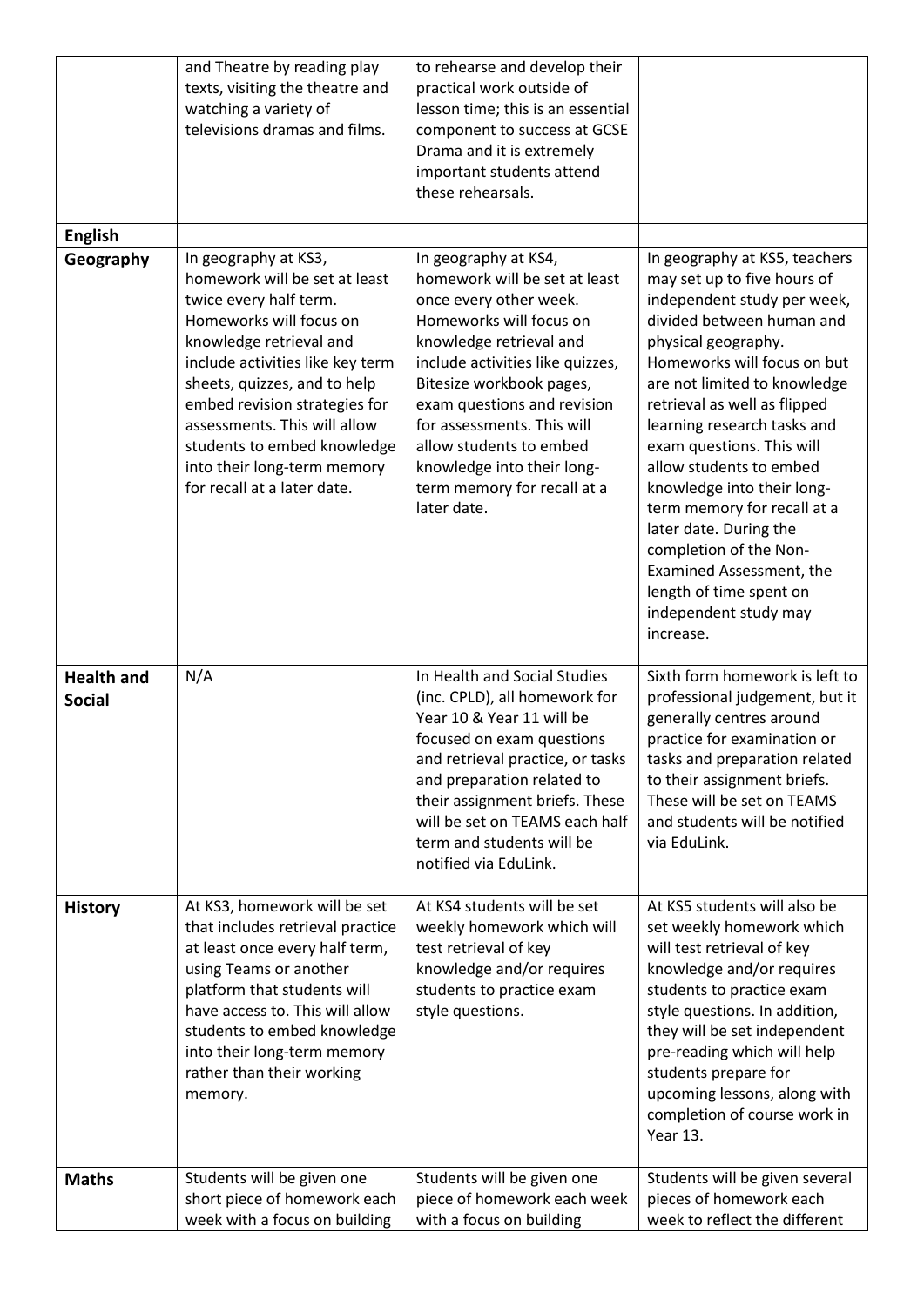| | | | |
|---|---|---|---|
| | and Theatre by reading play texts, visiting the theatre and watching a variety of televisions dramas and films. | to rehearse and develop their practical work outside of lesson time; this is an essential component to success at GCSE Drama and it is extremely important students attend these rehearsals. | |
| **English** | | | |
| **Geography** | In geography at KS3, homework will be set at least twice every half term. Homeworks will focus on knowledge retrieval and include activities like key term sheets, quizzes, and to help embed revision strategies for assessments. This will allow students to embed knowledge into their long-term memory for recall at a later date. | In geography at KS4, homework will be set at least once every other week. Homeworks will focus on knowledge retrieval and include activities like quizzes, Bitesize workbook pages, exam questions and revision for assessments. This will allow students to embed knowledge into their long-term memory for recall at a later date. | In geography at KS5, teachers may set up to five hours of independent study per week, divided between human and physical geography. Homeworks will focus on but are not limited to knowledge retrieval as well as flipped learning research tasks and exam questions. This will allow students to embed knowledge into their long-term memory for recall at a later date. During the completion of the Non-Examined Assessment, the length of time spent on independent study may increase. |
| **Health and Social** | N/A | In Health and Social Studies (inc. CPLD), all homework for Year 10 & Year 11 will be focused on exam questions and retrieval practice, or tasks and preparation related to their assignment briefs. These will be set on TEAMS each half term and students will be notified via EduLink. | Sixth form homework is left to professional judgement, but it generally centres around practice for examination or tasks and preparation related to their assignment briefs. These will be set on TEAMS and students will be notified via EduLink. |
| **History** | At KS3, homework will be set that includes retrieval practice at least once every half term, using Teams or another platform that students will have access to. This will allow students to embed knowledge into their long-term memory rather than their working memory. | At KS4 students will be set weekly homework which will test retrieval of key knowledge and/or requires students to practice exam style questions. | At KS5 students will also be set weekly homework which will test retrieval of key knowledge and/or requires students to practice exam style questions. In addition, they will be set independent pre-reading which will help students prepare for upcoming lessons, along with completion of course work in Year 13. |
| **Maths** | Students will be given one short piece of homework each week with a focus on building | Students will be given one piece of homework each week with a focus on building | Students will be given several pieces of homework each week to reflect the different |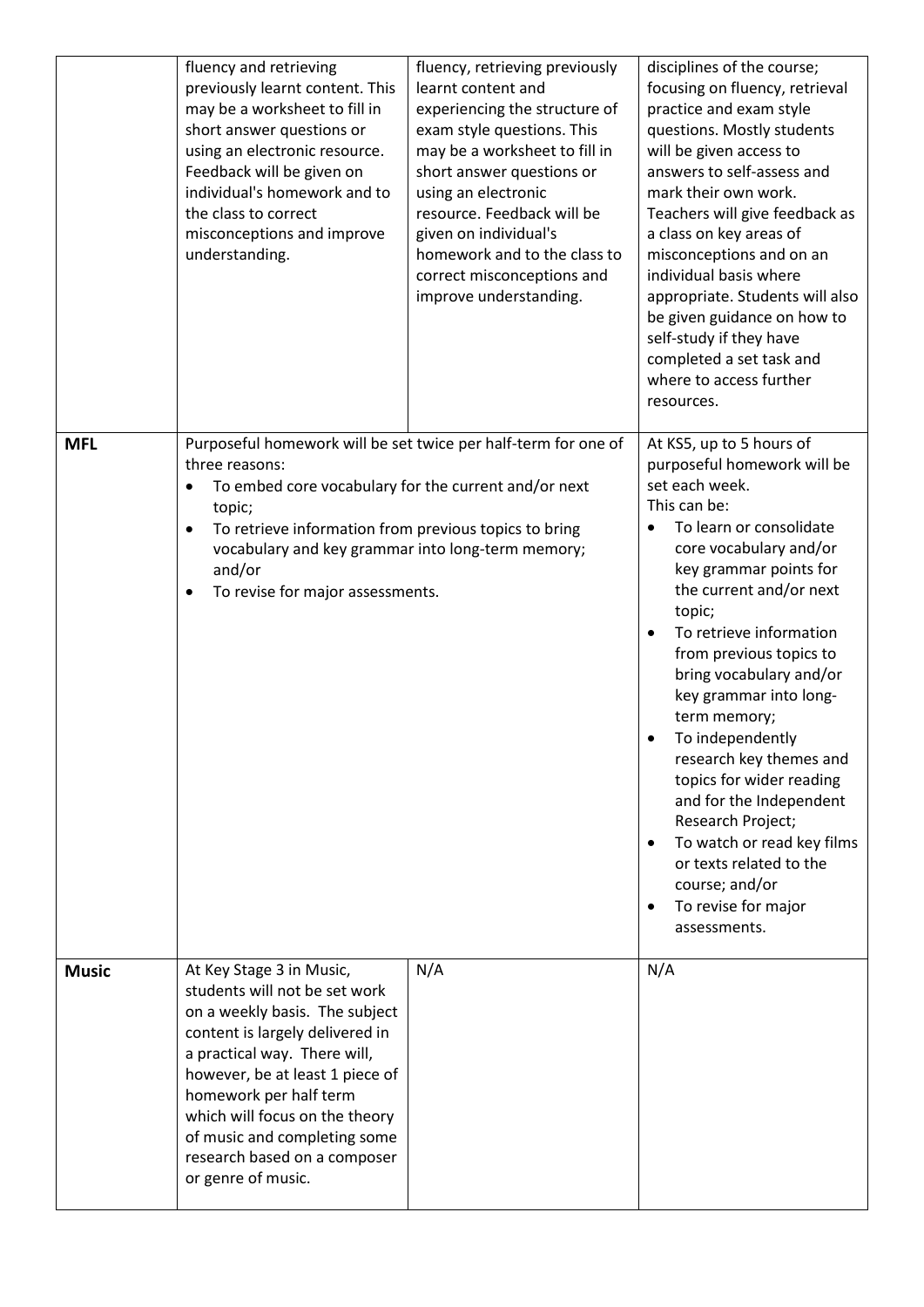| | | | |
|---|---|---|---|
| | fluency and retrieving previously learnt content. This may be a worksheet to fill in short answer questions or using an electronic resource. Feedback will be given on individual's homework and to the class to correct misconceptions and improve understanding. | fluency, retrieving previously learnt content and experiencing the structure of exam style questions. This may be a worksheet to fill in short answer questions or using an electronic resource. Feedback will be given on individual's homework and to the class to correct misconceptions and improve understanding. | disciplines of the course; focusing on fluency, retrieval practice and exam style questions. Mostly students will be given access to answers to self-assess and mark their own work. Teachers will give feedback as a class on key areas of misconceptions and on an individual basis where appropriate. Students will also be given guidance on how to self-study if they have completed a set task and where to access further resources. |
| **MFL** | Purposeful homework will be set twice per half-term for one of three reasons:<br>• To embed core vocabulary for the current and/or next topic;<br>• To retrieve information from previous topics to bring vocabulary and key grammar into long-term memory; and/or<br>• To revise for major assessments. | | At KS5, up to 5 hours of purposeful homework will be set each week.<br>This can be:<br>• To learn or consolidate core vocabulary and/or key grammar points for the current and/or next topic;<br>• To retrieve information from previous topics to bring vocabulary and/or key grammar into long-term memory;<br>• To independently research key themes and topics for wider reading and for the Independent Research Project;<br>• To watch or read key films or texts related to the course; and/or<br>• To revise for major assessments. |
| **Music** | At Key Stage 3 in Music, students will not be set work on a weekly basis. The subject content is largely delivered in a practical way. There will, however, be at least 1 piece of homework per half term which will focus on the theory of music and completing some research based on a composer or genre of music. | N/A | N/A |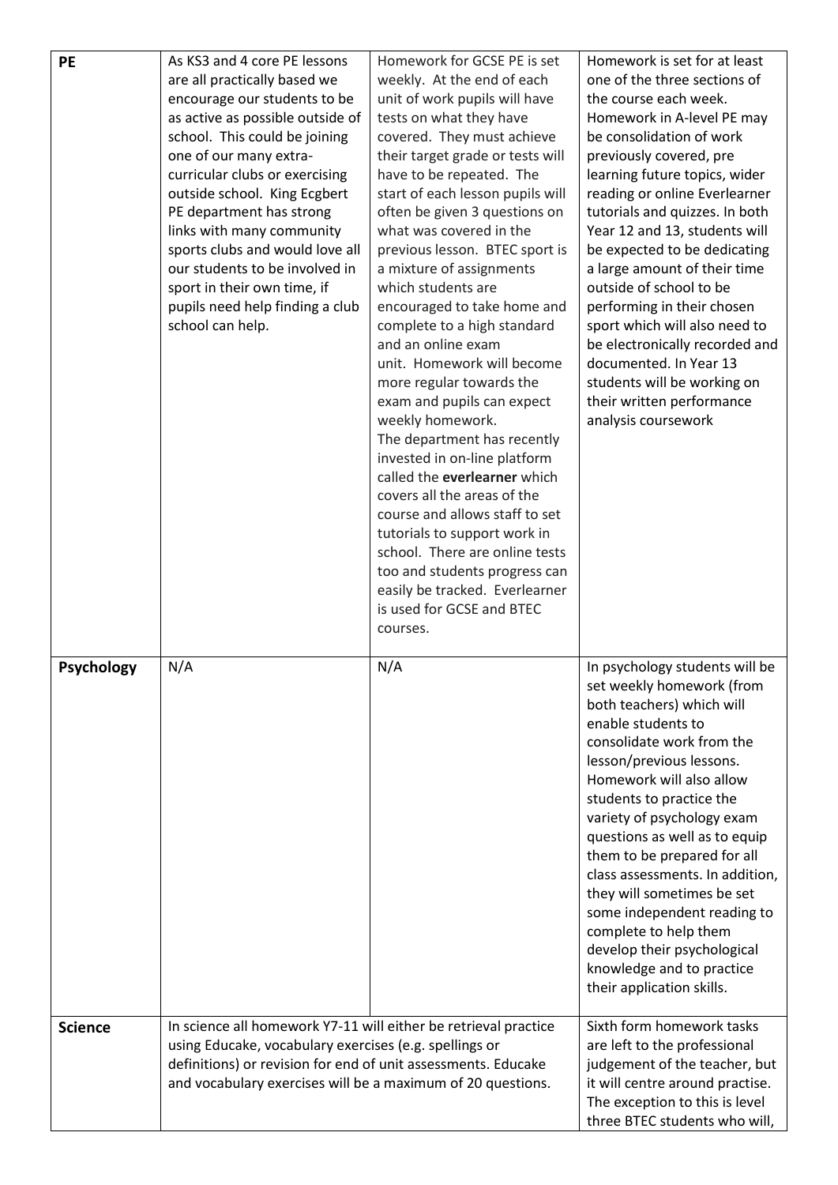| | | | |
|---|---|---|---|
| **PE** | As KS3 and 4 core PE lessons are all practically based we encourage our students to be as active as possible outside of school. This could be joining one of our many extra-curricular clubs or exercising outside school. King Ecgbert PE department has strong links with many community sports clubs and would love all our students to be involved in sport in their own time, if pupils need help finding a club school can help. | Homework for GCSE PE is set weekly. At the end of each unit of work pupils will have tests on what they have covered. They must achieve their target grade or tests will have to be repeated. The start of each lesson pupils will often be given 3 questions on what was covered in the previous lesson. BTEC sport is a mixture of assignments which students are encouraged to take home and complete to a high standard and an online exam unit. Homework will become more regular towards the exam and pupils can expect weekly homework. The department has recently invested in on-line platform called the **everlearner** which covers all the areas of the course and allows staff to set tutorials to support work in school. There are online tests too and students progress can easily be tracked. Everlearner is used for GCSE and BTEC courses. | Homework is set for at least one of the three sections of the course each week. Homework in A-level PE may be consolidation of work previously covered, pre learning future topics, wider reading or online Everlearner tutorials and quizzes. In both Year 12 and 13, students will be expected to be dedicating a large amount of their time outside of school to be performing in their chosen sport which will also need to be electronically recorded and documented. In Year 13 students will be working on their written performance analysis coursework |
| **Psychology** | N/A | N/A | In psychology students will be set weekly homework (from both teachers) which will enable students to consolidate work from the lesson/previous lessons. Homework will also allow students to practice the variety of psychology exam questions as well as to equip them to be prepared for all class assessments. In addition, they will sometimes be set some independent reading to complete to help them develop their psychological knowledge and to practice their application skills. |
| **Science** | In science all homework Y7-11 will either be retrieval practice using Educake, vocabulary exercises (e.g. spellings or definitions) or revision for end of unit assessments. Educake and vocabulary exercises will be a maximum of 20 questions. | | Sixth form homework tasks are left to the professional judgement of the teacher, but it will centre around practise. The exception to this is level three BTEC students who will, |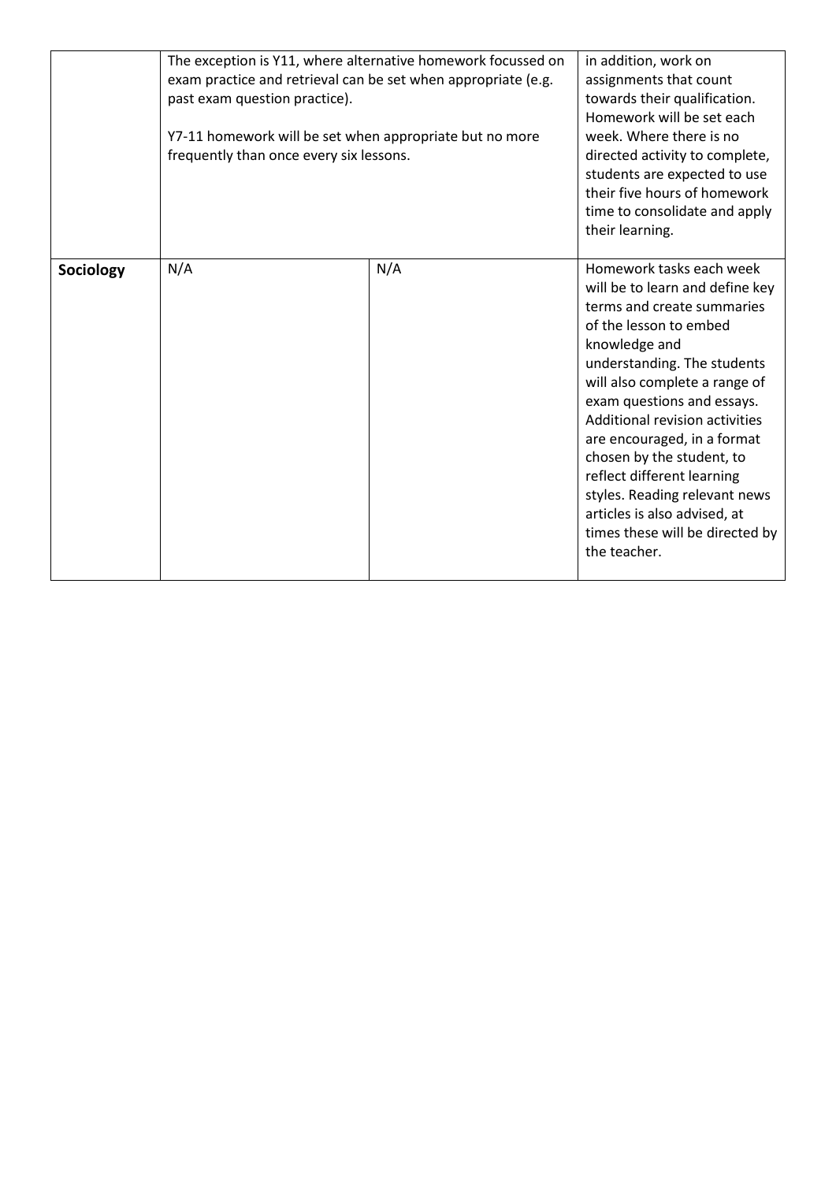| | | | |
|---|---|---|---|
| | The exception is Y11, where alternative homework focussed on exam practice and retrieval can be set when appropriate (e.g. past exam question practice).<br><br>Y7-11 homework will be set when appropriate but no more frequently than once every six lessons. | | in addition, work on assignments that count towards their qualification. Homework will be set each week. Where there is no directed activity to complete, students are expected to use their five hours of homework time to consolidate and apply their learning. |
| **Sociology** | N/A | N/A | Homework tasks each week will be to learn and define key terms and create summaries of the lesson to embed knowledge and understanding. The students will also complete a range of exam questions and essays. Additional revision activities are encouraged, in a format chosen by the student, to reflect different learning styles. Reading relevant news articles is also advised, at times these will be directed by the teacher. |